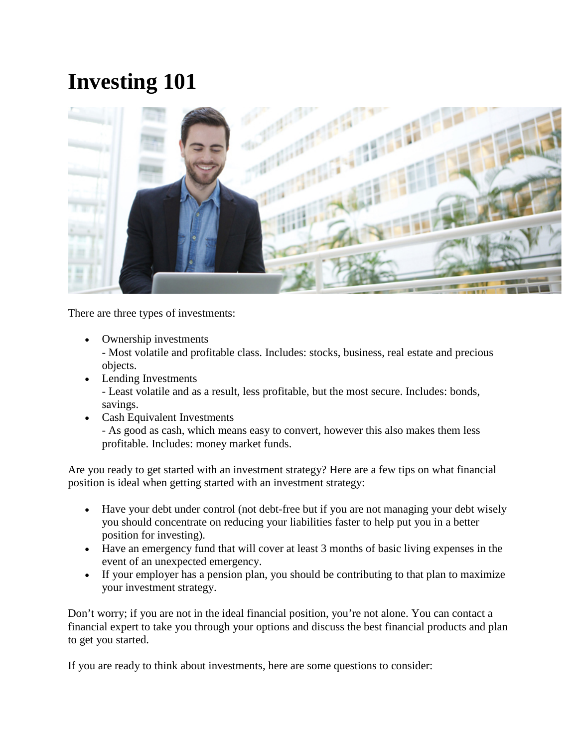# Investing 101

There are three types of investments:

- Ownership investments
  - Most volatile and profitable class. Includes: stocks, business, real estate and precious objects.
- Lending Investments
  - Least volatile and as a result, less profitable, but the most secure. Includes: bonds, savings.
- Cash Equivalent Investments
  - As good as cash, which means easy to convert, however this also makes them less profitable. Includes: money market funds.

Are you ready to get started with an investment strategy? Here are a few tips on what financial position is ideal when getting started with an investment strategy:

- Have your debt under control (not debt-free but if you are not managing your debt wisely you should concentrate on reducing your liabilities faster to help put you in a better position for investing).
- Have an emergency fund that will cover at least 3 months of basic living expenses in the event of an unexpected emergency.
- If your employer has a pension plan, you should be contributing to that plan to maximize your investment strategy.

Don't worry; if you are not in the ideal financial position, you're not alone. You can contact a financial expert to take you through your options and discuss the best financial products and plan to get you started.

If you are ready to think about investments, here are some questions to consider: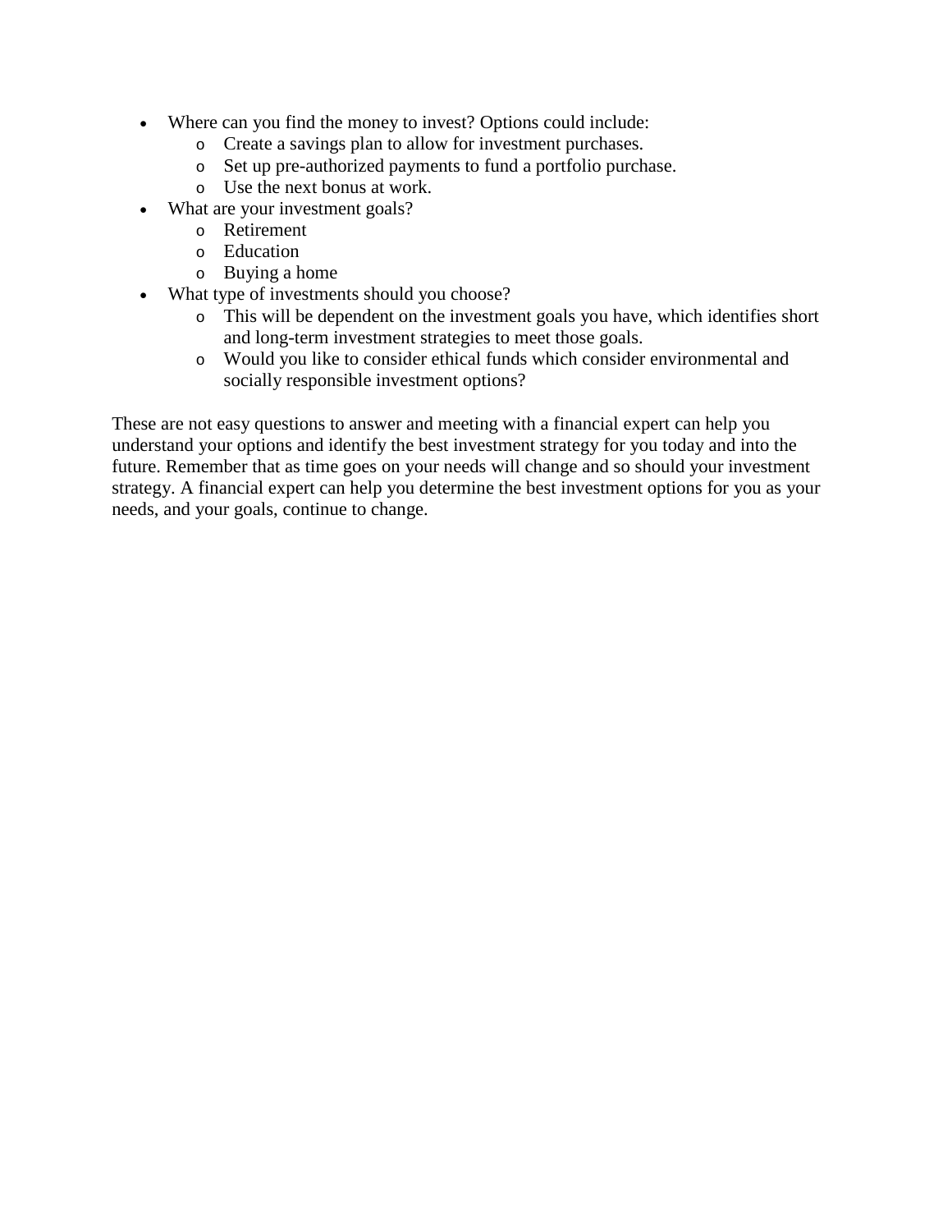- Where can you find the money to invest? Options could include:
    - Create a savings plan to allow for investment purchases.
    - Set up pre-authorized payments to fund a portfolio purchase.
    - Use the next bonus at work.
- What are your investment goals?
    - Retirement
    - Education
    - Buying a home
- What type of investments should you choose?
    - This will be dependent on the investment goals you have, which identifies short and long-term investment strategies to meet those goals.
    - Would you like to consider ethical funds which consider environmental and socially responsible investment options?

These are not easy questions to answer and meeting with a financial expert can help you understand your options and identify the best investment strategy for you today and into the future. Remember that as time goes on your needs will change and so should your investment strategy. A financial expert can help you determine the best investment options for you as your needs, and your goals, continue to change.